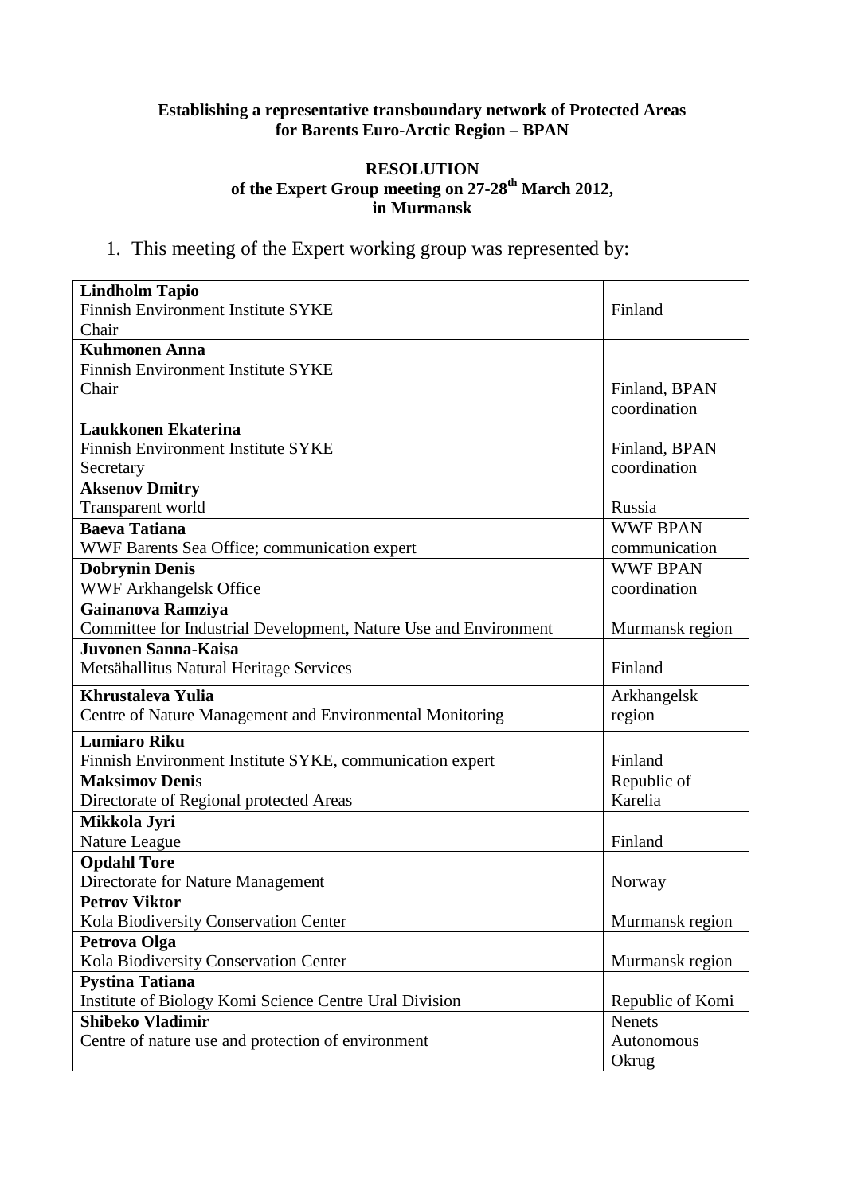**Establishing a representative transboundary network of Protected Areas for Barents Euro-Arctic Region – BPAN**

**RESOLUTION**
**of the Expert Group meeting on 27-28th March 2012, in Murmansk**

1. This meeting of the Expert working group was represented by:

| | |
|---|---|
| **Lindholm Tapio**<br>Finnish Environment Institute SYKE<br>Chair | Finland |
| **Kuhmonen Anna**<br>Finnish Environment Institute SYKE<br>Chair | Finland, BPAN coordination |
| **Laukkonen Ekaterina**<br>Finnish Environment Institute SYKE<br>Secretary | Finland, BPAN coordination |
| **Aksenov Dmitry**<br>Transparent world | Russia |
| **Baeva Tatiana**<br>WWF Barents Sea Office; communication expert | WWF BPAN communication |
| **Dobrynin Denis**<br>WWF Arkhangelsk Office | WWF BPAN coordination |
| **Gainanova Ramziya**<br>Committee for Industrial Development, Nature Use and Environment | Murmansk region |
| **Juvonen Sanna-Kaisa**<br>Metsähallitus Natural Heritage Services | Finland |
| **Khrustaleva Yulia**<br>Centre of Nature Management and Environmental Monitoring | Arkhangelsk region |
| **Lumiaro Riku**<br>Finnish Environment Institute SYKE, communication expert | Finland |
| **Maksimov Denis**<br>Directorate of Regional protected Areas | Republic of Karelia |
| **Mikkola Jyri**<br>Nature League | Finland |
| **Opdahl Tore**<br>Directorate for Nature Management | Norway |
| **Petrov Viktor**<br>Kola Biodiversity Conservation Center | Murmansk region |
| **Petrova Olga**<br>Kola Biodiversity Conservation Center | Murmansk region |
| **Pystina Tatiana**<br>Institute of Biology Komi Science Centre Ural Division | Republic of Komi |
| **Shibeko Vladimir**<br>Centre of nature use and protection of environment | Nenets Autonomous Okrug |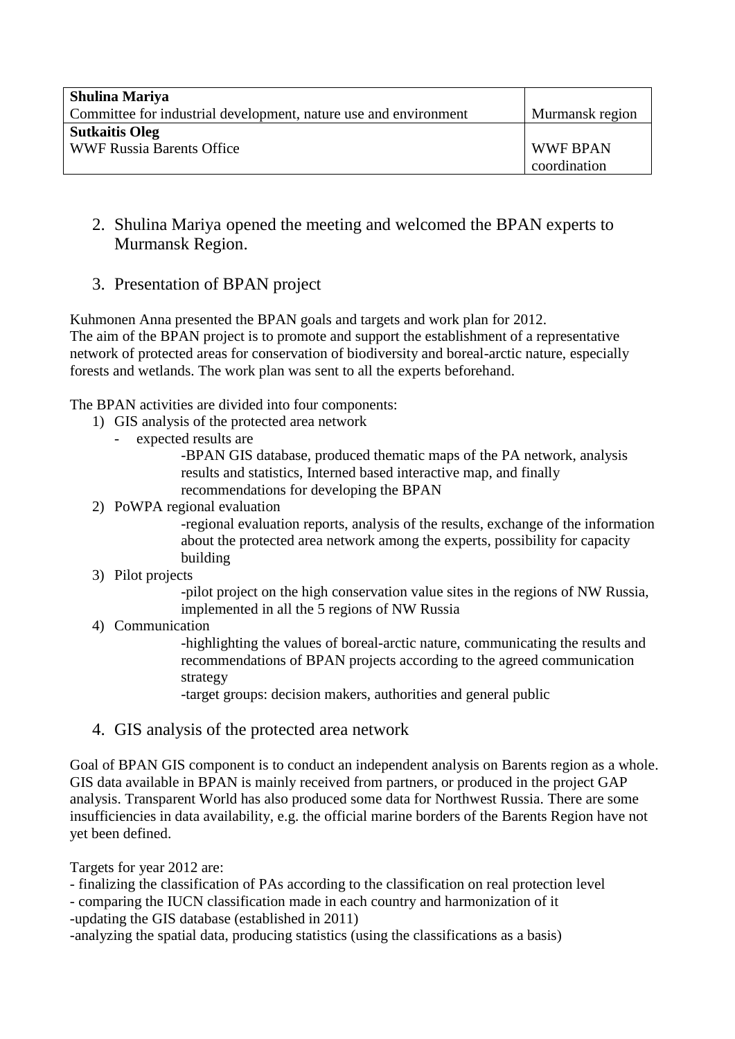| | |
|---|---|
| **Shulina Mariya**<br>Committee for industrial development, nature use and environment | Murmansk region |
| **Sutkaitis Oleg**<br>WWF Russia Barents Office | WWF BPAN coordination |

2. Shulina Mariya opened the meeting and welcomed the BPAN experts to Murmansk Region.

3. Presentation of BPAN project

Kuhmonen Anna presented the BPAN goals and targets and work plan for 2012.
The aim of the BPAN project is to promote and support the establishment of a representative network of protected areas for conservation of biodiversity and boreal-arctic nature, especially forests and wetlands. The work plan was sent to all the experts beforehand.

The BPAN activities are divided into four components:

1) GIS analysis of the protected area network
    - expected results are
        -BPAN GIS database, produced thematic maps of the PA network, analysis results and statistics, Interned based interactive map, and finally recommendations for developing the BPAN
2) PoWPA regional evaluation
    -regional evaluation reports, analysis of the results, exchange of the information about the protected area network among the experts, possibility for capacity building
3) Pilot projects
    -pilot project on the high conservation value sites in the regions of NW Russia, implemented in all the 5 regions of NW Russia
4) Communication
    -highlighting the values of boreal-arctic nature, communicating the results and recommendations of BPAN projects according to the agreed communication strategy
    -target groups: decision makers, authorities and general public

4. GIS analysis of the protected area network

Goal of BPAN GIS component is to conduct an independent analysis on Barents region as a whole. GIS data available in BPAN is mainly received from partners, or produced in the project GAP analysis. Transparent World has also produced some data for Northwest Russia. There are some insufficiencies in data availability, e.g. the official marine borders of the Barents Region have not yet been defined.

Targets for year 2012 are:
- finalizing the classification of PAs according to the classification on real protection level
- comparing the IUCN classification made in each country and harmonization of it
-updating the GIS database (established in 2011)
-analyzing the spatial data, producing statistics (using the classifications as a basis)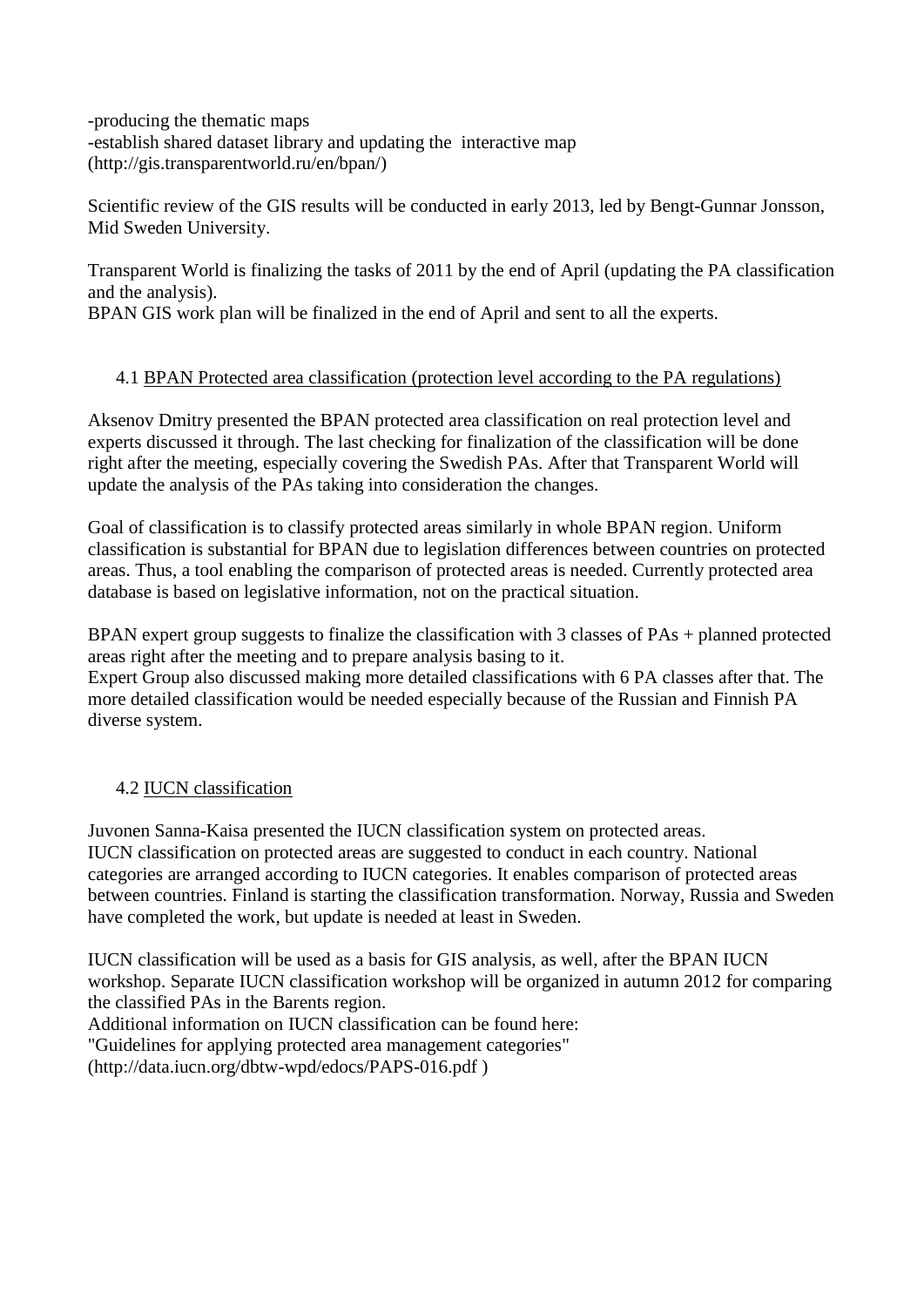-producing the thematic maps
-establish shared dataset library and updating the interactive map (http://gis.transparentworld.ru/en/bpan/)

Scientific review of the GIS results will be conducted in early 2013, led by Bengt-Gunnar Jonsson, Mid Sweden University.

Transparent World is finalizing the tasks of 2011 by the end of April (updating the PA classification and the analysis).
BPAN GIS work plan will be finalized in the end of April and sent to all the experts.

### 4.1 BPAN Protected area classification (protection level according to the PA regulations)

Aksenov Dmitry presented the BPAN protected area classification on real protection level and experts discussed it through. The last checking for finalization of the classification will be done right after the meeting, especially covering the Swedish PAs. After that Transparent World will update the analysis of the PAs taking into consideration the changes.

Goal of classification is to classify protected areas similarly in whole BPAN region. Uniform classification is substantial for BPAN due to legislation differences between countries on protected areas. Thus, a tool enabling the comparison of protected areas is needed. Currently protected area database is based on legislative information, not on the practical situation.

BPAN expert group suggests to finalize the classification with 3 classes of PAs + planned protected areas right after the meeting and to prepare analysis basing to it.
Expert Group also discussed making more detailed classifications with 6 PA classes after that. The more detailed classification would be needed especially because of the Russian and Finnish PA diverse system.

### 4.2 IUCN classification

Juvonen Sanna-Kaisa presented the IUCN classification system on protected areas.
IUCN classification on protected areas are suggested to conduct in each country. National categories are arranged according to IUCN categories. It enables comparison of protected areas between countries. Finland is starting the classification transformation. Norway, Russia and Sweden have completed the work, but update is needed at least in Sweden.

IUCN classification will be used as a basis for GIS analysis, as well, after the BPAN IUCN workshop. Separate IUCN classification workshop will be organized in autumn 2012 for comparing the classified PAs in the Barents region.
Additional information on IUCN classification can be found here:
"Guidelines for applying protected area management categories"
(http://data.iucn.org/dbtw-wpd/edocs/PAPS-016.pdf )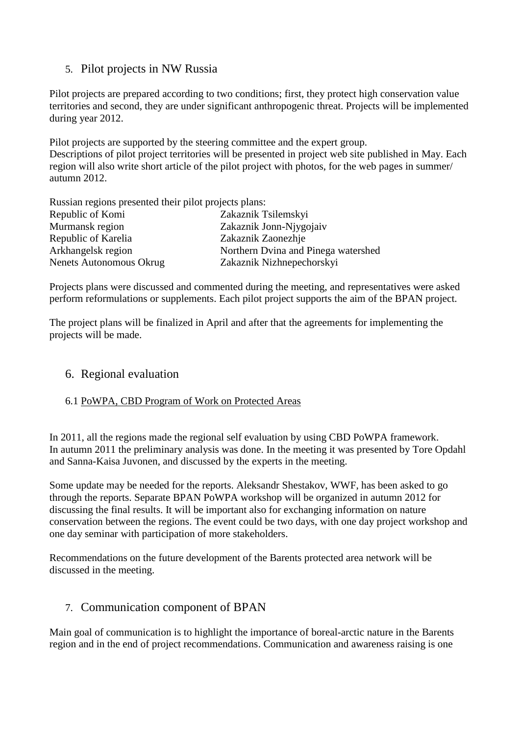## 5. Pilot projects in NW Russia

Pilot projects are prepared according to two conditions; first, they protect high conservation value territories and second, they are under significant anthropogenic threat. Projects will be implemented during year 2012.

Pilot projects are supported by the steering committee and the expert group.
Descriptions of pilot project territories will be presented in project web site published in May. Each region will also write short article of the pilot project with photos, for the web pages in summer/ autumn 2012.

Russian regions presented their pilot projects plans:

| | |
|---|---|
| Republic of Komi | Zakaznik Tsilemskyi |
| Murmansk region | Zakaznik Jonn-Njygojaiv |
| Republic of Karelia | Zakaznik Zaonezhje |
| Arkhangelsk region | Northern Dvina and Pinega watershed |
| Nenets Autonomous Okrug | Zakaznik Nizhnepechorskyi |

Projects plans were discussed and commented during the meeting, and representatives were asked perform reformulations or supplements. Each pilot project supports the aim of the BPAN project.

The project plans will be finalized in April and after that the agreements for implementing the projects will be made.

## 6. Regional evaluation

### 6.1 PoWPA, CBD Program of Work on Protected Areas

In 2011, all the regions made the regional self evaluation by using CBD PoWPA framework.
In autumn 2011 the preliminary analysis was done. In the meeting it was presented by Tore Opdahl and Sanna-Kaisa Juvonen, and discussed by the experts in the meeting.

Some update may be needed for the reports. Aleksandr Shestakov, WWF, has been asked to go through the reports. Separate BPAN PoWPA workshop will be organized in autumn 2012 for discussing the final results. It will be important also for exchanging information on nature conservation between the regions. The event could be two days, with one day project workshop and one day seminar with participation of more stakeholders.

Recommendations on the future development of the Barents protected area network will be discussed in the meeting.

## 7. Communication component of BPAN

Main goal of communication is to highlight the importance of boreal-arctic nature in the Barents region and in the end of project recommendations. Communication and awareness raising is one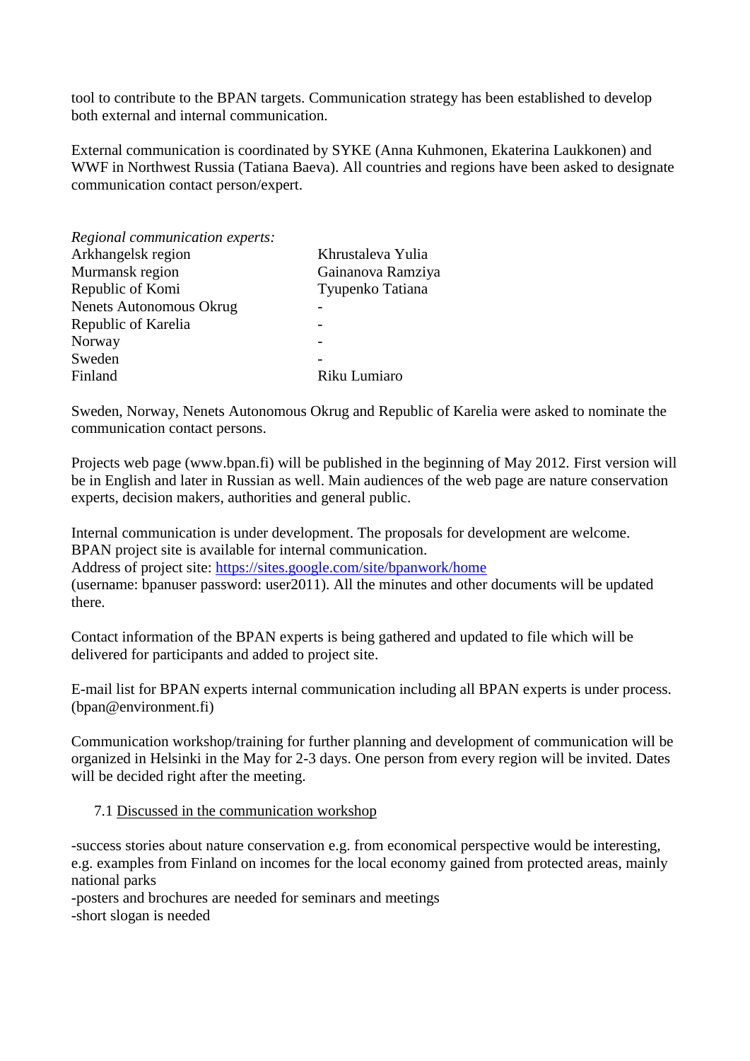tool to contribute to the BPAN targets. Communication strategy has been established to develop both external and internal communication.

External communication is coordinated by SYKE (Anna Kuhmonen, Ekaterina Laukkonen) and WWF in Northwest Russia (Tatiana Baeva). All countries and regions have been asked to designate communication contact person/expert.

*Regional communication experts:*

| | |
|---|---|
| Arkhangelsk region | Khrustaleva Yulia |
| Murmansk region | Gainanova Ramziya |
| Republic of Komi | Tyupenko Tatiana |
| Nenets Autonomous Okrug | - |
| Republic of Karelia | - |
| Norway | - |
| Sweden | - |
| Finland | Riku Lumiaro |

Sweden, Norway, Nenets Autonomous Okrug and Republic of Karelia were asked to nominate the communication contact persons.

Projects web page (www.bpan.fi) will be published in the beginning of May 2012. First version will be in English and later in Russian as well. Main audiences of the web page are nature conservation experts, decision makers, authorities and general public.

Internal communication is under development. The proposals for development are welcome.
BPAN project site is available for internal communication.
Address of project site: [https://sites.google.com/site/bpanwork/home](https://sites.google.com/site/bpanwork/home)
(username: bpanuser password: user2011). All the minutes and other documents will be updated there.

Contact information of the BPAN experts is being gathered and updated to file which will be delivered for participants and added to project site.

E-mail list for BPAN experts internal communication including all BPAN experts is under process. (bpan@environment.fi)

Communication workshop/training for further planning and development of communication will be organized in Helsinki in the May for 2-3 days. One person from every region will be invited. Dates will be decided right after the meeting.

7.1 Discussed in the communication workshop

-success stories about nature conservation e.g. from economical perspective would be interesting, e.g. examples from Finland on incomes for the local economy gained from protected areas, mainly national parks
-posters and brochures are needed for seminars and meetings
-short slogan is needed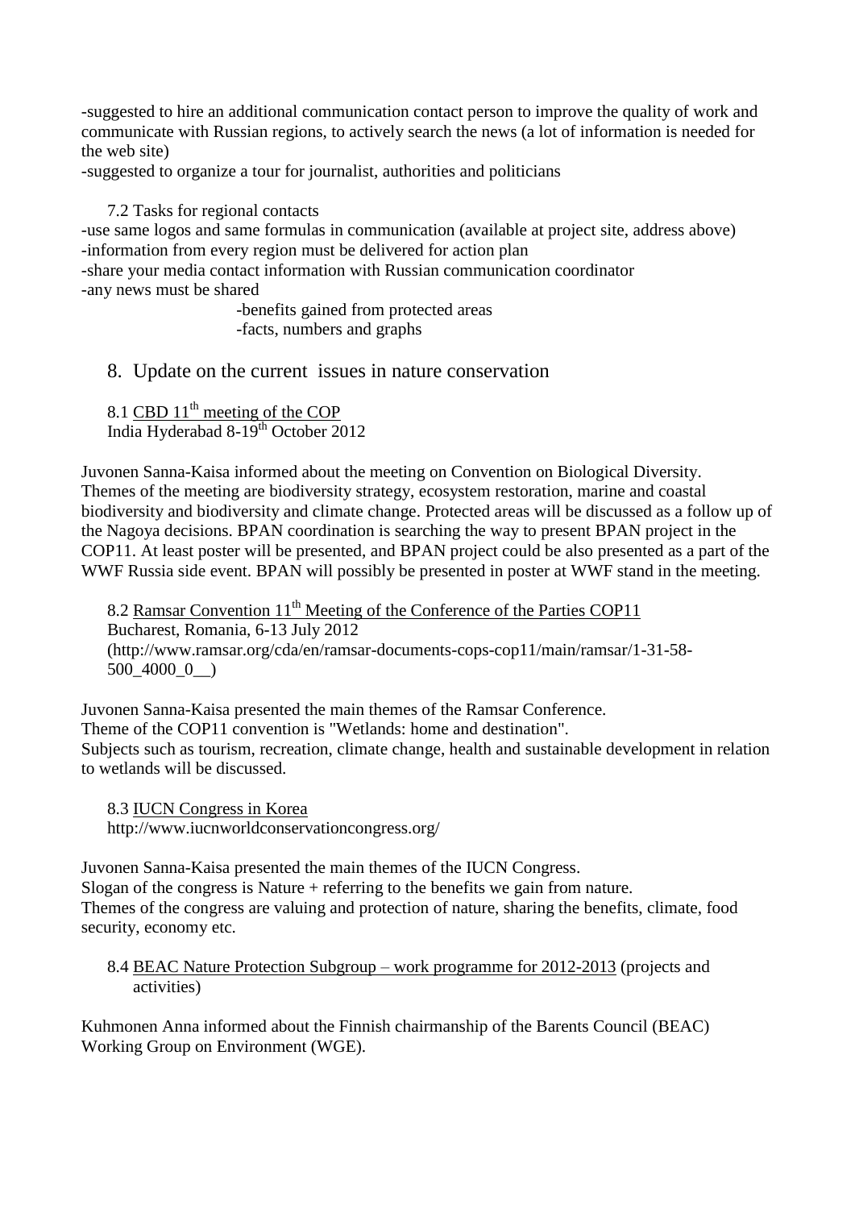-suggested to hire an additional communication contact person to improve the quality of work and communicate with Russian regions, to actively search the news (a lot of information is needed for the web site)
-suggested to organize a tour for journalist, authorities and politicians

7.2 Tasks for regional contacts

-use same logos and same formulas in communication (available at project site, address above)
-information from every region must be delivered for action plan
-share your media contact information with Russian communication coordinator
-any news must be shared
 -benefits gained from protected areas
 -facts, numbers and graphs

## 8. Update on the current issues in nature conservation

8.1 CBD 11th meeting of the COP
India Hyderabad 8-19th October 2012

Juvonen Sanna-Kaisa informed about the meeting on Convention on Biological Diversity. Themes of the meeting are biodiversity strategy, ecosystem restoration, marine and coastal biodiversity and biodiversity and climate change. Protected areas will be discussed as a follow up of the Nagoya decisions. BPAN coordination is searching the way to present BPAN project in the COP11. At least poster will be presented, and BPAN project could be also presented as a part of the WWF Russia side event. BPAN will possibly be presented in poster at WWF stand in the meeting.

8.2 Ramsar Convention 11th Meeting of the Conference of the Parties COP11
Bucharest, Romania, 6-13 July 2012
(http://www.ramsar.org/cda/en/ramsar-documents-cops-cop11/main/ramsar/1-31-58-500_4000_0__)

Juvonen Sanna-Kaisa presented the main themes of the Ramsar Conference.
Theme of the COP11 convention is "Wetlands: home and destination".
Subjects such as tourism, recreation, climate change, health and sustainable development in relation to wetlands will be discussed.

8.3 IUCN Congress in Korea
http://www.iucnworldconservationcongress.org/

Juvonen Sanna-Kaisa presented the main themes of the IUCN Congress.
Slogan of the congress is Nature + referring to the benefits we gain from nature.
Themes of the congress are valuing and protection of nature, sharing the benefits, climate, food security, economy etc.

8.4 BEAC Nature Protection Subgroup – work programme for 2012-2013 (projects and activities)

Kuhmonen Anna informed about the Finnish chairmanship of the Barents Council (BEAC) Working Group on Environment (WGE).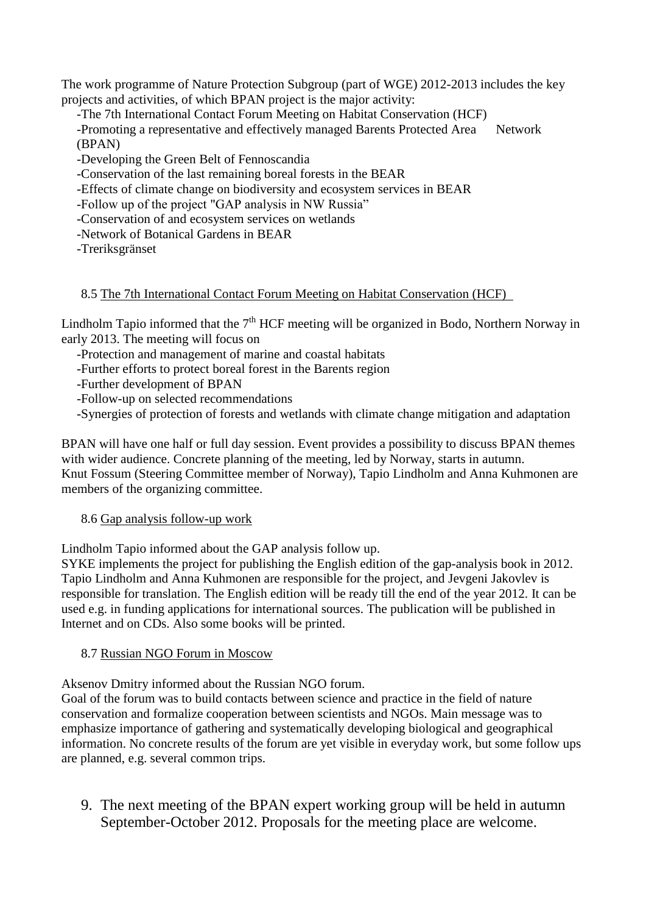The work programme of Nature Protection Subgroup (part of WGE) 2012-2013 includes the key projects and activities, of which BPAN project is the major activity:

- -The 7th International Contact Forum Meeting on Habitat Conservation (HCF)
- -Promoting a representative and effectively managed Barents Protected Area Network (BPAN)
- -Developing the Green Belt of Fennoscandia
- -Conservation of the last remaining boreal forests in the BEAR
- -Effects of climate change on biodiversity and ecosystem services in BEAR
- -Follow up of the project "GAP analysis in NW Russia"
- -Conservation of and ecosystem services on wetlands
- -Network of Botanical Gardens in BEAR
- -Treriksgränset

8.5 The 7th International Contact Forum Meeting on Habitat Conservation (HCF)

Lindholm Tapio informed that the 7th HCF meeting will be organized in Bodo, Northern Norway in early 2013. The meeting will focus on

- -Protection and management of marine and coastal habitats
- -Further efforts to protect boreal forest in the Barents region
- -Further development of BPAN
- -Follow-up on selected recommendations
- -Synergies of protection of forests and wetlands with climate change mitigation and adaptation

BPAN will have one half or full day session. Event provides a possibility to discuss BPAN themes with wider audience. Concrete planning of the meeting, led by Norway, starts in autumn. Knut Fossum (Steering Committee member of Norway), Tapio Lindholm and Anna Kuhmonen are members of the organizing committee.

8.6 Gap analysis follow-up work

Lindholm Tapio informed about the GAP analysis follow up.
SYKE implements the project for publishing the English edition of the gap-analysis book in 2012. Tapio Lindholm and Anna Kuhmonen are responsible for the project, and Jevgeni Jakovlev is responsible for translation. The English edition will be ready till the end of the year 2012. It can be used e.g. in funding applications for international sources. The publication will be published in Internet and on CDs. Also some books will be printed.

8.7 Russian NGO Forum in Moscow

Aksenov Dmitry informed about the Russian NGO forum.
Goal of the forum was to build contacts between science and practice in the field of nature conservation and formalize cooperation between scientists and NGOs. Main message was to emphasize importance of gathering and systematically developing biological and geographical information. No concrete results of the forum are yet visible in everyday work, but some follow ups are planned, e.g. several common trips.

9. The next meeting of the BPAN expert working group will be held in autumn September-October 2012. Proposals for the meeting place are welcome.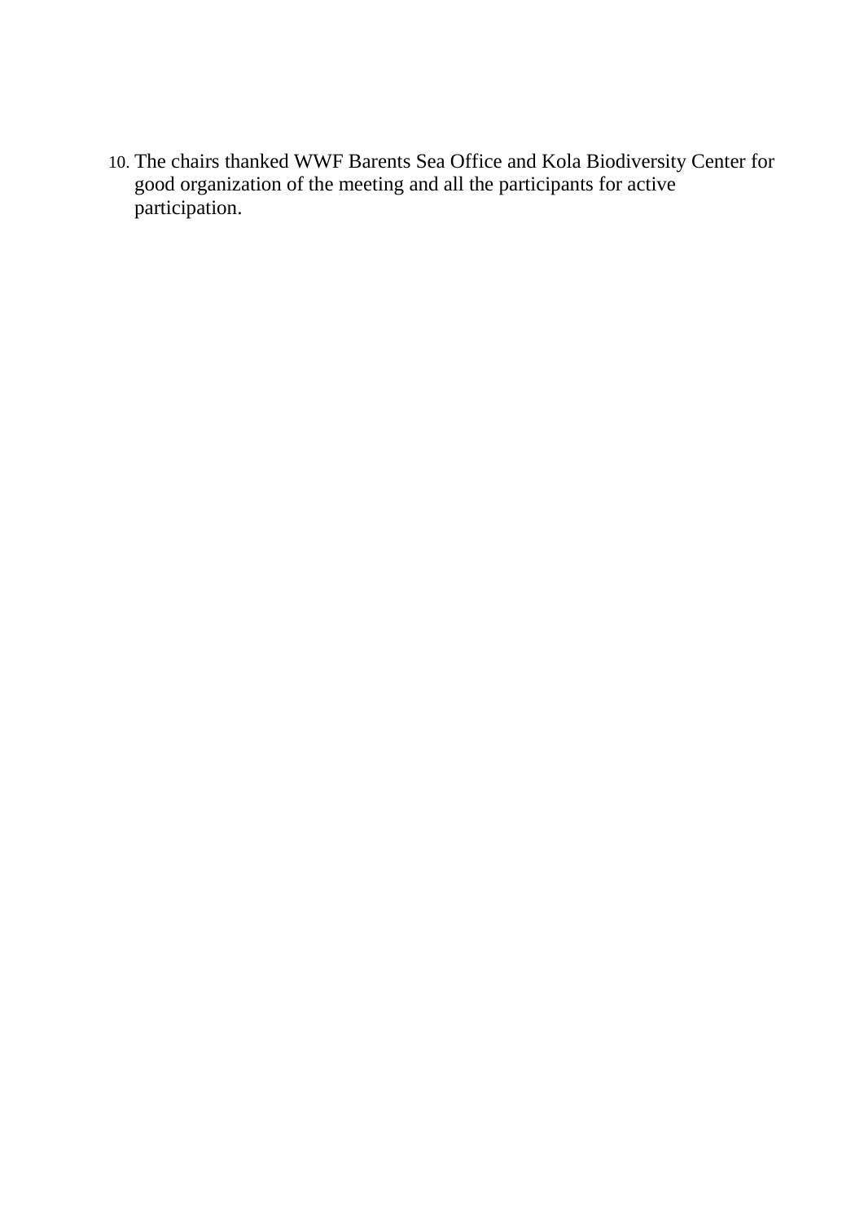10. The chairs thanked WWF Barents Sea Office and Kola Biodiversity Center for good organization of the meeting and all the participants for active participation.